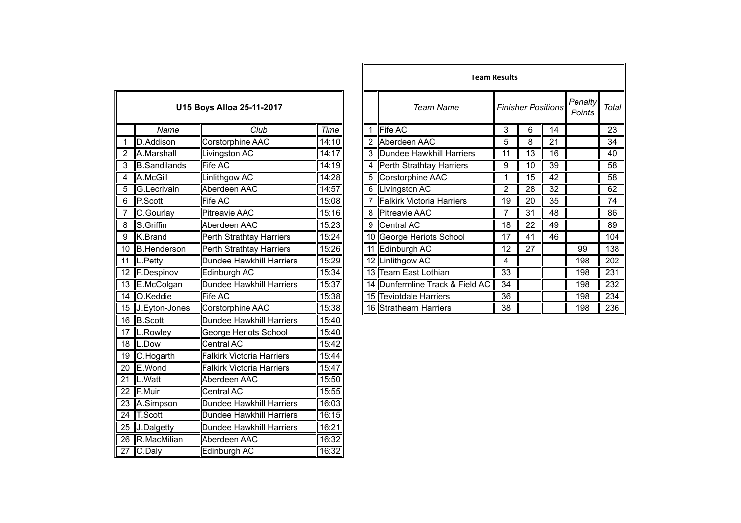## U15 Boys Alloa 25-11-2017

| | Name | Club | Time |
|---|---|---|---|
| 1 | D.Addison | Corstorphine AAC | 14:10 |
| 2 | A.Marshall | Livingston AC | 14:17 |
| 3 | B.Sandilands | Fife AC | 14:19 |
| 4 | A.McGill | Linlithgow AC | 14:28 |
| 5 | G.Lecrivain | Aberdeen AAC | 14:57 |
| 6 | P.Scott | Fife AC | 15:08 |
| 7 | C.Gourlay | Pitreavie AAC | 15:16 |
| 8 | S.Griffin | Aberdeen AAC | 15:23 |
| 9 | K.Brand | Perth Strathtay Harriers | 15:24 |
| 10 | B.Henderson | Perth Strathtay Harriers | 15:26 |
| 11 | L.Petty | Dundee Hawkhill Harriers | 15:29 |
| 12 | F.Despinov | Edinburgh AC | 15:34 |
| 13 | E.McColgan | Dundee Hawkhill Harriers | 15:37 |
| 14 | O.Keddie | Fife AC | 15:38 |
| 15 | J.Eyton-Jones | Corstorphine AAC | 15:38 |
| 16 | B.Scott | Dundee Hawkhill Harriers | 15:40 |
| 17 | L.Rowley | George Heriots School | 15:40 |
| 18 | L.Dow | Central AC | 15:42 |
| 19 | C.Hogarth | Falkirk Victoria Harriers | 15:44 |
| 20 | E.Wond | Falkirk Victoria Harriers | 15:47 |
| 21 | L.Watt | Aberdeen AAC | 15:50 |
| 22 | F.Muir | Central AC | 15:55 |
| 23 | A.Simpson | Dundee Hawkhill Harriers | 16:03 |
| 24 | T.Scott | Dundee Hawkhill Harriers | 16:15 |
| 25 | J.Dalgetty | Dundee Hawkhill Harriers | 16:21 |
| 26 | R.MacMilian | Aberdeen AAC | 16:32 |
| 27 | C.Daly | Edinburgh AC | 16:32 |

## Team Results

| | Team Name | Finisher Positions | | | Penalty Points | Total |
|---|---|---|---|---|---|---|
| 1 | Fife AC | 3 | 6 | 14 | | 23 |
| 2 | Aberdeen AAC | 5 | 8 | 21 | | 34 |
| 3 | Dundee Hawkhill Harriers | 11 | 13 | 16 | | 40 |
| 4 | Perth Strathtay Harriers | 9 | 10 | 39 | | 58 |
| 5 | Corstorphine AAC | 1 | 15 | 42 | | 58 |
| 6 | Livingston AC | 2 | 28 | 32 | | 62 |
| 7 | Falkirk Victoria Harriers | 19 | 20 | 35 | | 74 |
| 8 | Pitreavie AAC | 7 | 31 | 48 | | 86 |
| 9 | Central AC | 18 | 22 | 49 | | 89 |
| 10 | George Heriots School | 17 | 41 | 46 | | 104 |
| 11 | Edinburgh AC | 12 | 27 | | 99 | 138 |
| 12 | Linlithgow AC | 4 | | | 198 | 202 |
| 13 | Team East Lothian | 33 | | | 198 | 231 |
| 14 | Dunfermline Track & Field AC | 34 | | | 198 | 232 |
| 15 | Teviotdale Harriers | 36 | | | 198 | 234 |
| 16 | Strathearn Harriers | 38 | | | 198 | 236 |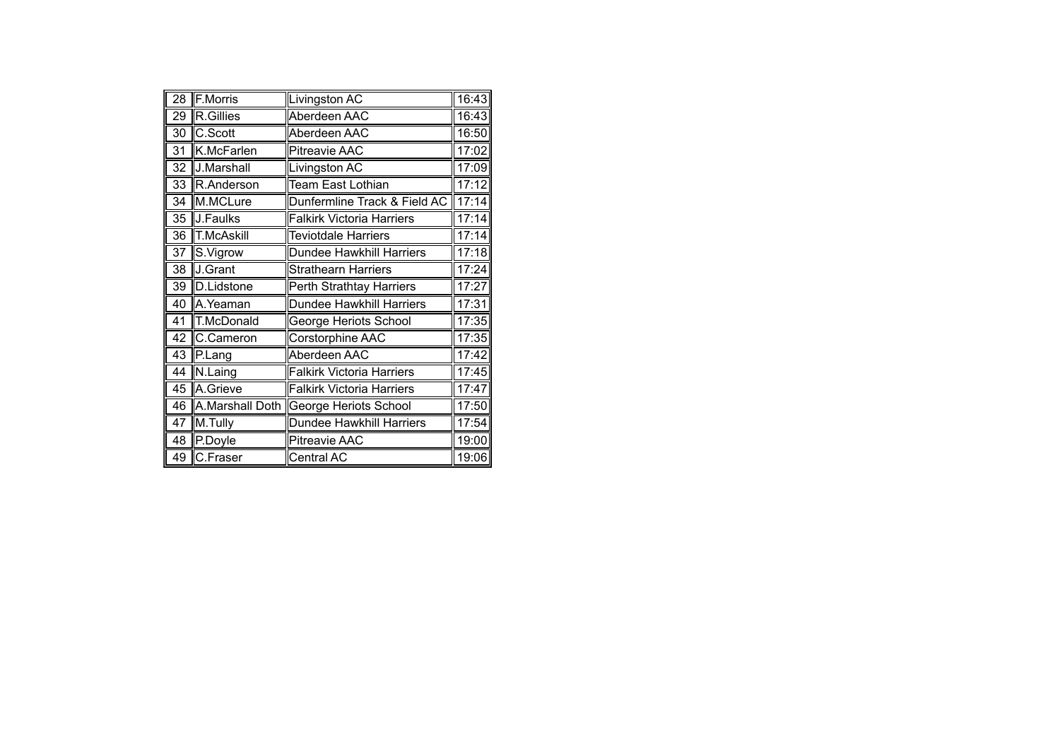| | | | |
|---|---|---|---|
| 28 | F.Morris | Livingston AC | 16:43 |
| 29 | R.Gillies | Aberdeen AAC | 16:43 |
| 30 | C.Scott | Aberdeen AAC | 16:50 |
| 31 | K.McFarlen | Pitreavie AAC | 17:02 |
| 32 | J.Marshall | Livingston AC | 17:09 |
| 33 | R.Anderson | Team East Lothian | 17:12 |
| 34 | M.MCLure | Dunfermline Track & Field AC | 17:14 |
| 35 | J.Faulks | Falkirk Victoria Harriers | 17:14 |
| 36 | T.McAskill | Teviotdale Harriers | 17:14 |
| 37 | S.Vigrow | Dundee Hawkhill Harriers | 17:18 |
| 38 | J.Grant | Strathearn Harriers | 17:24 |
| 39 | D.Lidstone | Perth Strathtay Harriers | 17:27 |
| 40 | A.Yeaman | Dundee Hawkhill Harriers | 17:31 |
| 41 | T.McDonald | George Heriots School | 17:35 |
| 42 | C.Cameron | Corstorphine AAC | 17:35 |
| 43 | P.Lang | Aberdeen AAC | 17:42 |
| 44 | N.Laing | Falkirk Victoria Harriers | 17:45 |
| 45 | A.Grieve | Falkirk Victoria Harriers | 17:47 |
| 46 | A.Marshall Doth | George Heriots School | 17:50 |
| 47 | M.Tully | Dundee Hawkhill Harriers | 17:54 |
| 48 | P.Doyle | Pitreavie AAC | 19:00 |
| 49 | C.Fraser | Central AC | 19:06 |